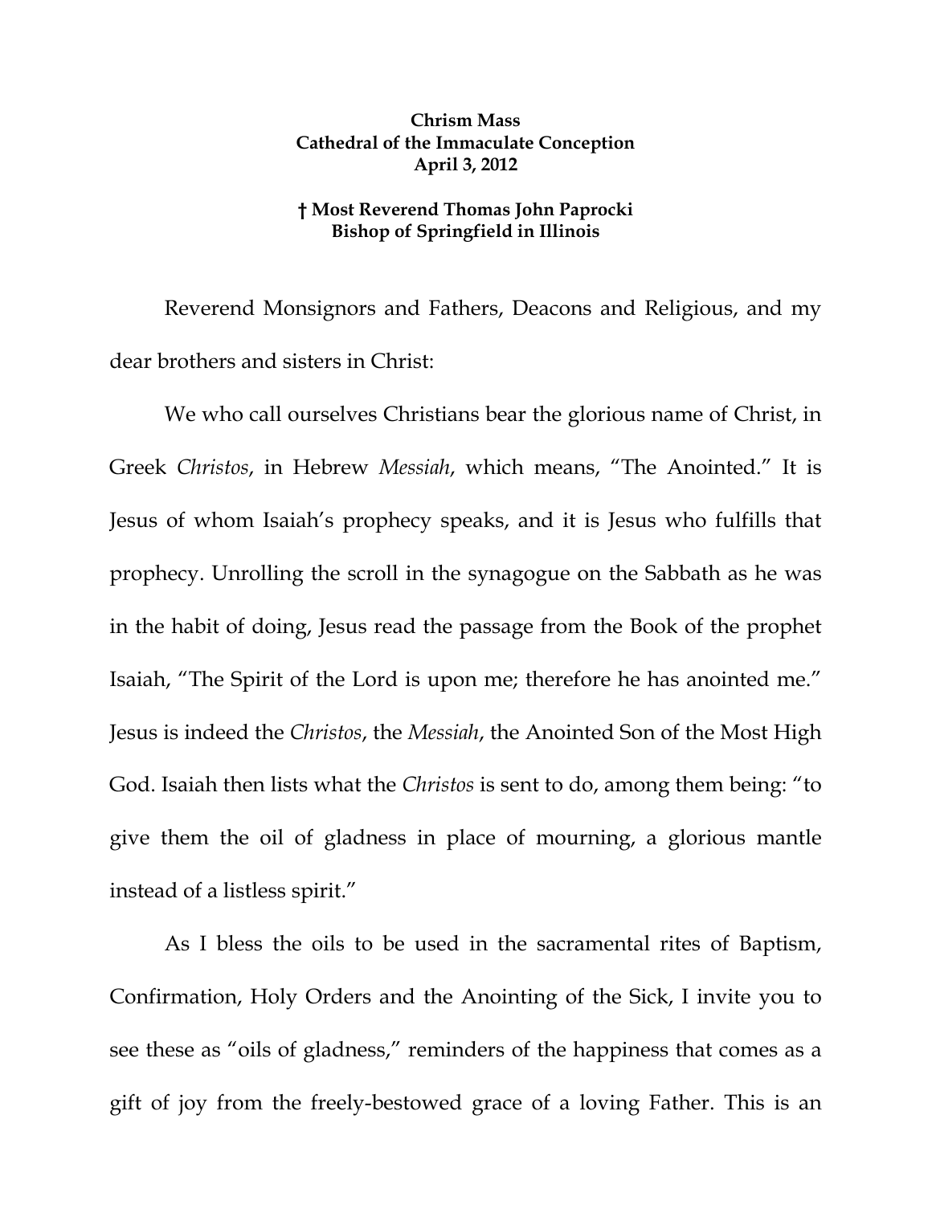**Chrism Mass**
**Cathedral of the Immaculate Conception**
**April 3, 2012**

**† Most Reverend Thomas John Paprocki**
**Bishop of Springfield in Illinois**

Reverend Monsignors and Fathers, Deacons and Religious, and my dear brothers and sisters in Christ:

We who call ourselves Christians bear the glorious name of Christ, in Greek *Christos*, in Hebrew *Messiah*, which means, "The Anointed." It is Jesus of whom Isaiah's prophecy speaks, and it is Jesus who fulfills that prophecy. Unrolling the scroll in the synagogue on the Sabbath as he was in the habit of doing, Jesus read the passage from the Book of the prophet Isaiah, "The Spirit of the Lord is upon me; therefore he has anointed me." Jesus is indeed the *Christos*, the *Messiah*, the Anointed Son of the Most High God. Isaiah then lists what the *Christos* is sent to do, among them being: "to give them the oil of gladness in place of mourning, a glorious mantle instead of a listless spirit."

As I bless the oils to be used in the sacramental rites of Baptism, Confirmation, Holy Orders and the Anointing of the Sick, I invite you to see these as "oils of gladness," reminders of the happiness that comes as a gift of joy from the freely-bestowed grace of a loving Father. This is an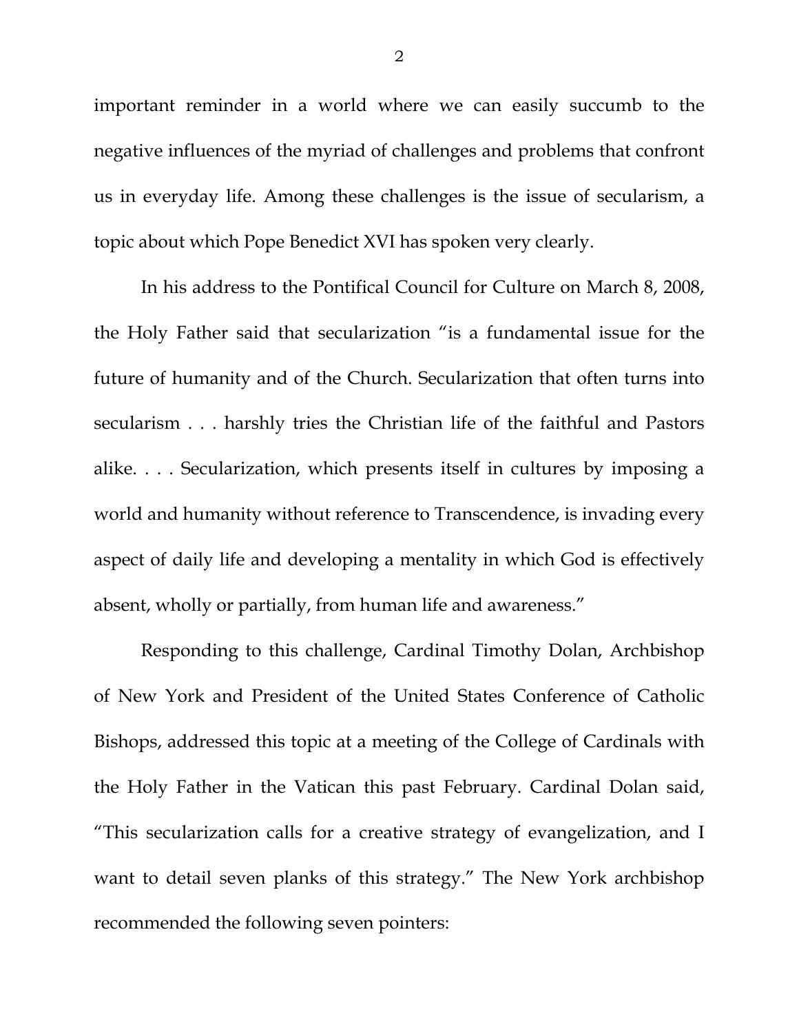important reminder in a world where we can easily succumb to the negative influences of the myriad of challenges and problems that confront us in everyday life. Among these challenges is the issue of secularism, a topic about which Pope Benedict XVI has spoken very clearly.

In his address to the Pontifical Council for Culture on March 8, 2008, the Holy Father said that secularization "is a fundamental issue for the future of humanity and of the Church. Secularization that often turns into secularism . . . harshly tries the Christian life of the faithful and Pastors alike. . . . Secularization, which presents itself in cultures by imposing a world and humanity without reference to Transcendence, is invading every aspect of daily life and developing a mentality in which God is effectively absent, wholly or partially, from human life and awareness."

Responding to this challenge, Cardinal Timothy Dolan, Archbishop of New York and President of the United States Conference of Catholic Bishops, addressed this topic at a meeting of the College of Cardinals with the Holy Father in the Vatican this past February. Cardinal Dolan said, "This secularization calls for a creative strategy of evangelization, and I want to detail seven planks of this strategy." The New York archbishop recommended the following seven pointers: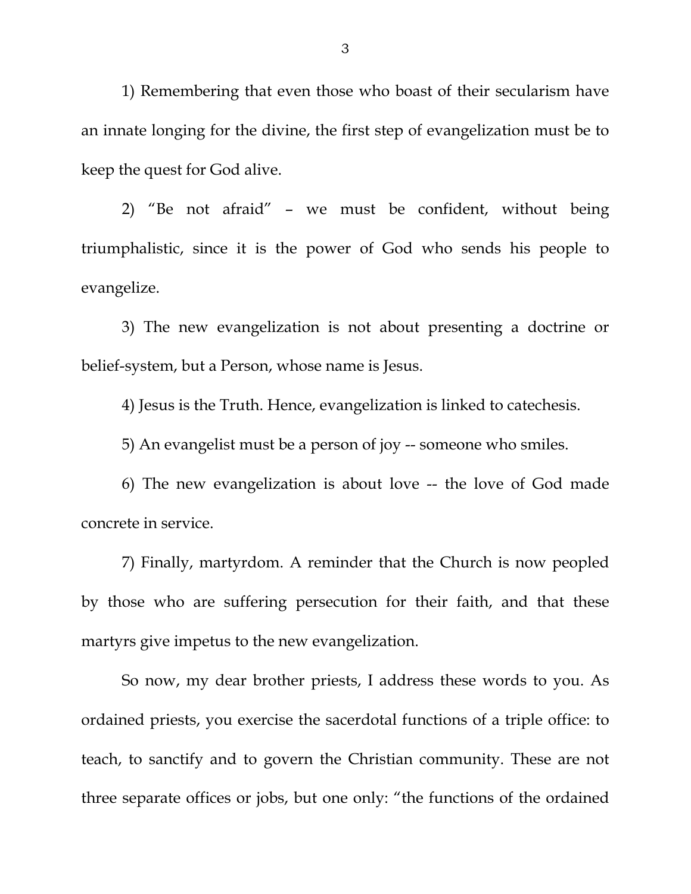1) Remembering that even those who boast of their secularism have an innate longing for the divine, the first step of evangelization must be to keep the quest for God alive.

2) "Be not afraid" – we must be confident, without being triumphalistic, since it is the power of God who sends his people to evangelize.

3) The new evangelization is not about presenting a doctrine or belief-system, but a Person, whose name is Jesus.

4) Jesus is the Truth. Hence, evangelization is linked to catechesis.

5) An evangelist must be a person of joy -- someone who smiles.

6) The new evangelization is about love -- the love of God made concrete in service.

7) Finally, martyrdom. A reminder that the Church is now peopled by those who are suffering persecution for their faith, and that these martyrs give impetus to the new evangelization.

So now, my dear brother priests, I address these words to you. As ordained priests, you exercise the sacerdotal functions of a triple office: to teach, to sanctify and to govern the Christian community. These are not three separate offices or jobs, but one only: "the functions of the ordained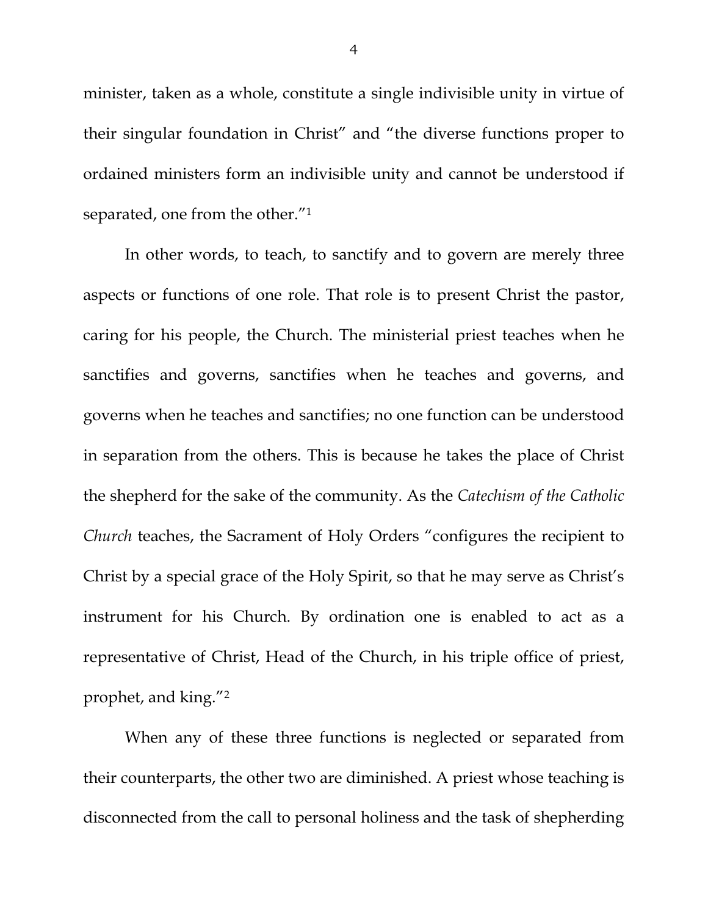minister, taken as a whole, constitute a single indivisible unity in virtue of their singular foundation in Christ" and "the diverse functions proper to ordained ministers form an indivisible unity and cannot be understood if separated, one from the other."[1]

In other words, to teach, to sanctify and to govern are merely three aspects or functions of one role. That role is to present Christ the pastor, caring for his people, the Church. The ministerial priest teaches when he sanctifies and governs, sanctifies when he teaches and governs, and governs when he teaches and sanctifies; no one function can be understood in separation from the others. This is because he takes the place of Christ the shepherd for the sake of the community. As the *Catechism of the Catholic Church* teaches, the Sacrament of Holy Orders "configures the recipient to Christ by a special grace of the Holy Spirit, so that he may serve as Christ's instrument for his Church. By ordination one is enabled to act as a representative of Christ, Head of the Church, in his triple office of priest, prophet, and king."[2]

When any of these three functions is neglected or separated from their counterparts, the other two are diminished. A priest whose teaching is disconnected from the call to personal holiness and the task of shepherding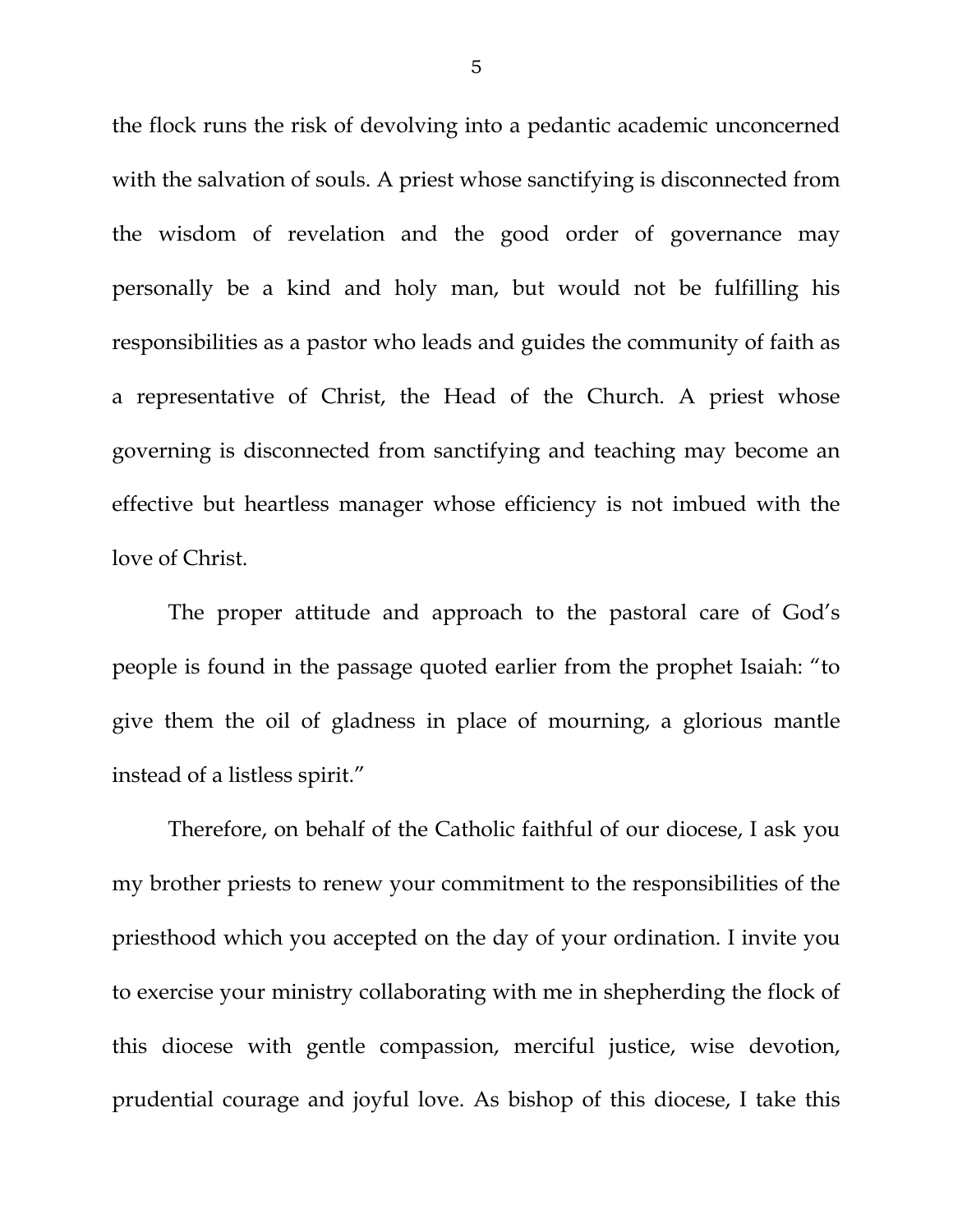the flock runs the risk of devolving into a pedantic academic unconcerned with the salvation of souls. A priest whose sanctifying is disconnected from the wisdom of revelation and the good order of governance may personally be a kind and holy man, but would not be fulfilling his responsibilities as a pastor who leads and guides the community of faith as a representative of Christ, the Head of the Church. A priest whose governing is disconnected from sanctifying and teaching may become an effective but heartless manager whose efficiency is not imbued with the love of Christ.

The proper attitude and approach to the pastoral care of God's people is found in the passage quoted earlier from the prophet Isaiah: "to give them the oil of gladness in place of mourning, a glorious mantle instead of a listless spirit."

Therefore, on behalf of the Catholic faithful of our diocese, I ask you my brother priests to renew your commitment to the responsibilities of the priesthood which you accepted on the day of your ordination. I invite you to exercise your ministry collaborating with me in shepherding the flock of this diocese with gentle compassion, merciful justice, wise devotion, prudential courage and joyful love. As bishop of this diocese, I take this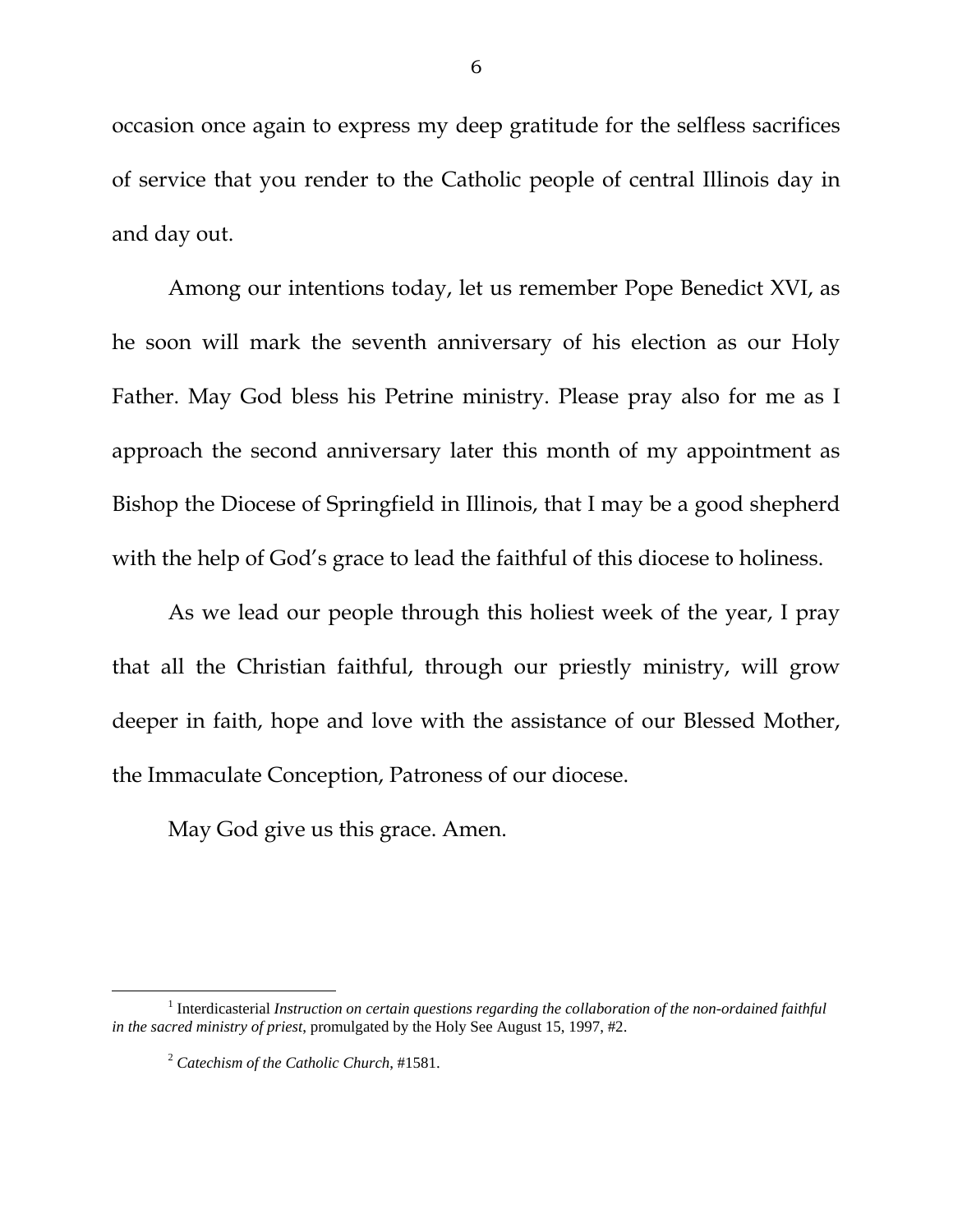occasion once again to express my deep gratitude for the selfless sacrifices of service that you render to the Catholic people of central Illinois day in and day out.

Among our intentions today, let us remember Pope Benedict XVI, as he soon will mark the seventh anniversary of his election as our Holy Father. May God bless his Petrine ministry. Please pray also for me as I approach the second anniversary later this month of my appointment as Bishop the Diocese of Springfield in Illinois, that I may be a good shepherd with the help of God's grace to lead the faithful of this diocese to holiness.

As we lead our people through this holiest week of the year, I pray that all the Christian faithful, through our priestly ministry, will grow deeper in faith, hope and love with the assistance of our Blessed Mother, the Immaculate Conception, Patroness of our diocese.

May God give us this grace. Amen.

---

[1] Interdicasterial *Instruction on certain questions regarding the collaboration of the non-ordained faithful in the sacred ministry of priest*, promulgated by the Holy See August 15, 1997, #2.

[2] *Catechism of the Catholic Church*, #1581.